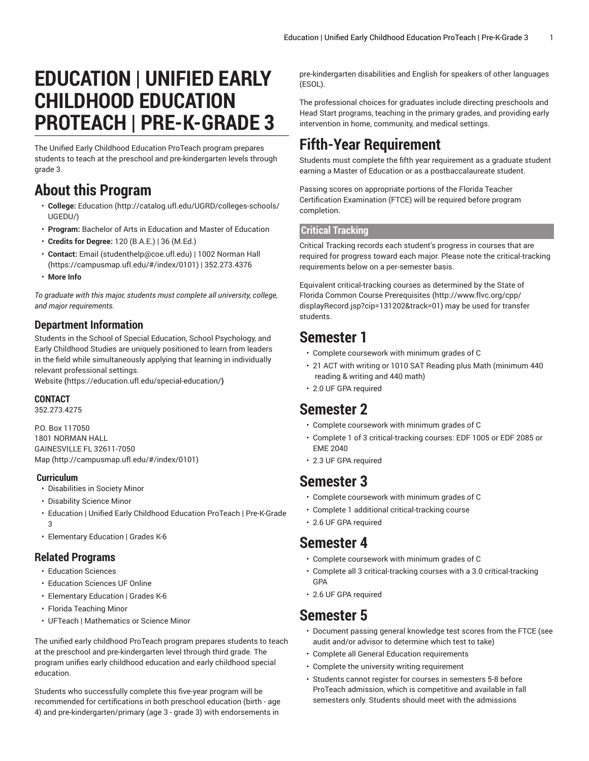# EDUCATION | UNIFIED EARLY CHILDHOOD EDUCATION PROTEACH | PRE-K-GRADE 3

The Unified Early Childhood Education ProTeach program prepares students to teach at the preschool and pre-kindergarten levels through grade 3.

## About this Program

- **College:** Education (http://catalog.ufl.edu/UGRD/colleges-schools/UGEDU/)
- **Program:** Bachelor of Arts in Education and Master of Education
- **Credits for Degree:** 120 (B.A.E.) | 36 (M.Ed.)
- **Contact:** Email (studenthelp@coe.ufl.edu) | 1002 Norman Hall (https://campusmap.ufl.edu/#/index/0101) | 352.273.4376
- **More Info**

*To graduate with this major, students must complete all university, college, and major requirements.*

### Department Information

Students in the School of Special Education, School Psychology, and Early Childhood Studies are uniquely positioned to learn from leaders in the field while simultaneously applying that learning in individually relevant professional settings.
Website (https://education.ufl.edu/special-education/)

#### CONTACT

352.273.4275

P.O. Box 117050
1801 NORMAN HALL
GAINESVILLE FL 32611-7050
Map (http://campusmap.ufl.edu/#/index/0101)

#### Curriculum

- Disabilities in Society Minor
- Disability Science Minor
- Education | Unified Early Childhood Education ProTeach | Pre-K-Grade 3
- Elementary Education | Grades K-6

### Related Programs

- Education Sciences
- Education Sciences UF Online
- Elementary Education | Grades K-6
- Florida Teaching Minor
- UFTeach | Mathematics or Science Minor

The unified early childhood ProTeach program prepares students to teach at the preschool and pre-kindergarten level through third grade. The program unifies early childhood education and early childhood special education.

Students who successfully complete this five-year program will be recommended for certifications in both preschool education (birth - age 4) and pre-kindergarten/primary (age 3 - grade 3) with endorsements in pre-kindergarten disabilities and English for speakers of other languages (ESOL).

The professional choices for graduates include directing preschools and Head Start programs, teaching in the primary grades, and providing early intervention in home, community, and medical settings.

## Fifth-Year Requirement

Students must complete the fifth year requirement as a graduate student earning a Master of Education or as a postbaccalaureate student.

Passing scores on appropriate portions of the Florida Teacher Certification Examination (FTCE) will be required before program completion.

### Critical Tracking

Critical Tracking records each student's progress in courses that are required for progress toward each major. Please note the critical-tracking requirements below on a per-semester basis.

Equivalent critical-tracking courses as determined by the State of Florida Common Course Prerequisites (http://www.flvc.org/cpp/displayRecord.jsp?cip=131202&track=01) may be used for transfer students.

## Semester 1

- Complete coursework with minimum grades of C
- 21 ACT with writing or 1010 SAT Reading plus Math (minimum 440 reading & writing and 440 math)
- 2.0 UF GPA required

## Semester 2

- Complete coursework with minimum grades of C
- Complete 1 of 3 critical-tracking courses: EDF 1005 or EDF 2085 or EME 2040
- 2.3 UF GPA required

## Semester 3

- Complete coursework with minimum grades of C
- Complete 1 additional critical-tracking course
- 2.6 UF GPA required

## Semester 4

- Complete coursework with minimum grades of C
- Complete all 3 critical-tracking courses with a 3.0 critical-tracking GPA
- 2.6 UF GPA required

## Semester 5

- Document passing general knowledge test scores from the FTCE (see audit and/or advisor to determine which test to take)
- Complete all General Education requirements
- Complete the university writing requirement
- Students cannot register for courses in semesters 5-8 before ProTeach admission, which is competitive and available in fall semesters only. Students should meet with the admissions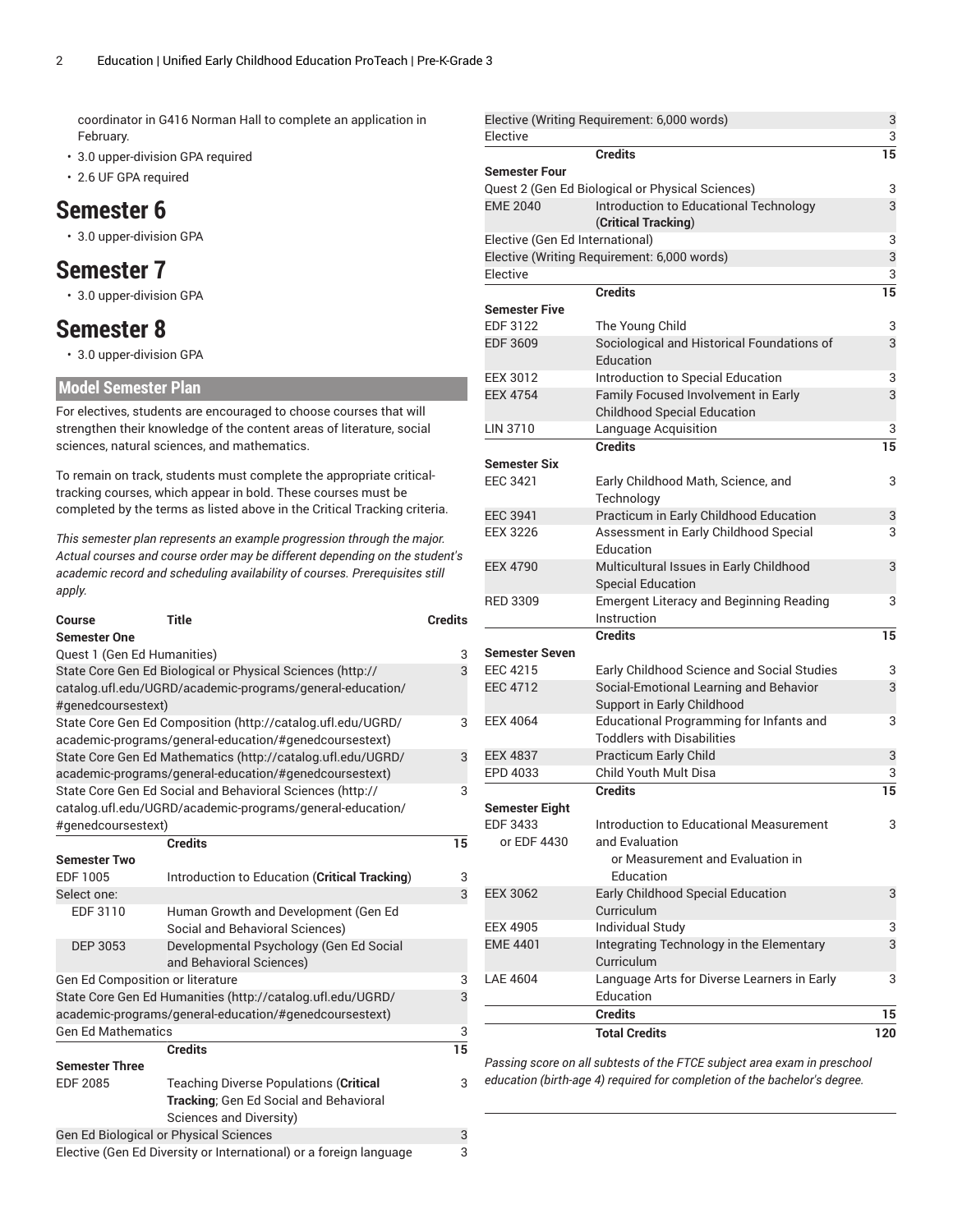coordinator in G416 Norman Hall to complete an application in February.

- 3.0 upper-division GPA required
- 2.6 UF GPA required

# Semester 6

- 3.0 upper-division GPA

# Semester 7

- 3.0 upper-division GPA

# Semester 8

- 3.0 upper-division GPA

## Model Semester Plan

For electives, students are encouraged to choose courses that will strengthen their knowledge of the content areas of literature, social sciences, natural sciences, and mathematics.

To remain on track, students must complete the appropriate critical-tracking courses, which appear in bold. These courses must be completed by the terms as listed above in the Critical Tracking criteria.

*This semester plan represents an example progression through the major. Actual courses and course order may be different depending on the student's academic record and scheduling availability of courses. Prerequisites still apply.*

| Course | Title | Credits |
|---|---|---|
| **Semester One** | | |
| Quest 1 (Gen Ed Humanities) | | 3 |
| State Core Gen Ed Biological or Physical Sciences (http://catalog.ufl.edu/UGRD/academic-programs/general-education/#genedcoursestext) | | 3 |
| State Core Gen Ed Composition (http://catalog.ufl.edu/UGRD/academic-programs/general-education/#genedcoursestext) | | 3 |
| State Core Gen Ed Mathematics (http://catalog.ufl.edu/UGRD/academic-programs/general-education/#genedcoursestext) | | 3 |
| State Core Gen Ed Social and Behavioral Sciences (http://catalog.ufl.edu/UGRD/academic-programs/general-education/#genedcoursestext) | | 3 |
| | **Credits** | **15** |
| **Semester Two** | | |
| EDF 1005 | Introduction to Education (**Critical Tracking**) | 3 |
| Select one: | | 3 |
| EDF 3110 | Human Growth and Development (Gen Ed Social and Behavioral Sciences) | |
| DEP 3053 | Developmental Psychology (Gen Ed Social and Behavioral Sciences) | |
| Gen Ed Composition or literature | | 3 |
| State Core Gen Ed Humanities (http://catalog.ufl.edu/UGRD/academic-programs/general-education/#genedcoursestext) | | 3 |
| Gen Ed Mathematics | | 3 |
| | **Credits** | **15** |
| **Semester Three** | | |
| EDF 2085 | Teaching Diverse Populations (**Critical Tracking**; Gen Ed Social and Behavioral Sciences and Diversity) | 3 |
| Gen Ed Biological or Physical Sciences | | 3 |
| Elective (Gen Ed Diversity or International) or a foreign language | | 3 |
| Elective (Writing Requirement: 6,000 words) | | 3 |
| Elective | | 3 |
| | **Credits** | **15** |
| **Semester Four** | | |
| Quest 2 (Gen Ed Biological or Physical Sciences) | | 3 |
| EME 2040 | Introduction to Educational Technology (**Critical Tracking**) | 3 |
| Elective (Gen Ed International) | | 3 |
| Elective (Writing Requirement: 6,000 words) | | 3 |
| Elective | | 3 |
| | **Credits** | **15** |
| **Semester Five** | | |
| EDF 3122 | The Young Child | 3 |
| EDF 3609 | Sociological and Historical Foundations of Education | 3 |
| EEX 3012 | Introduction to Special Education | 3 |
| EEX 4754 | Family Focused Involvement in Early Childhood Special Education | 3 |
| LIN 3710 | Language Acquisition | 3 |
| | **Credits** | **15** |
| **Semester Six** | | |
| EEC 3421 | Early Childhood Math, Science, and Technology | 3 |
| EEC 3941 | Practicum in Early Childhood Education | 3 |
| EEX 3226 | Assessment in Early Childhood Special Education | 3 |
| EEX 4790 | Multicultural Issues in Early Childhood Special Education | 3 |
| RED 3309 | Emergent Literacy and Beginning Reading Instruction | 3 |
| | **Credits** | **15** |
| **Semester Seven** | | |
| EEC 4215 | Early Childhood Science and Social Studies | 3 |
| EEC 4712 | Social-Emotional Learning and Behavior Support in Early Childhood | 3 |
| EEX 4064 | Educational Programming for Infants and Toddlers with Disabilities | 3 |
| EEX 4837 | Practicum Early Child | 3 |
| EPD 4033 | Child Youth Mult Disa | 3 |
| | **Credits** | **15** |
| **Semester Eight** | | |
| EDF 3433 or EDF 4430 | Introduction to Educational Measurement and Evaluation or Measurement and Evaluation in Education | 3 |
| EEX 3062 | Early Childhood Special Education Curriculum | 3 |
| EEX 4905 | Individual Study | 3 |
| EME 4401 | Integrating Technology in the Elementary Curriculum | 3 |
| LAE 4604 | Language Arts for Diverse Learners in Early Education | 3 |
| | **Credits** | **15** |
| | **Total Credits** | **120** |

*Passing score on all subtests of the FTCE subject area exam in preschool education (birth-age 4) required for completion of the bachelor's degree.*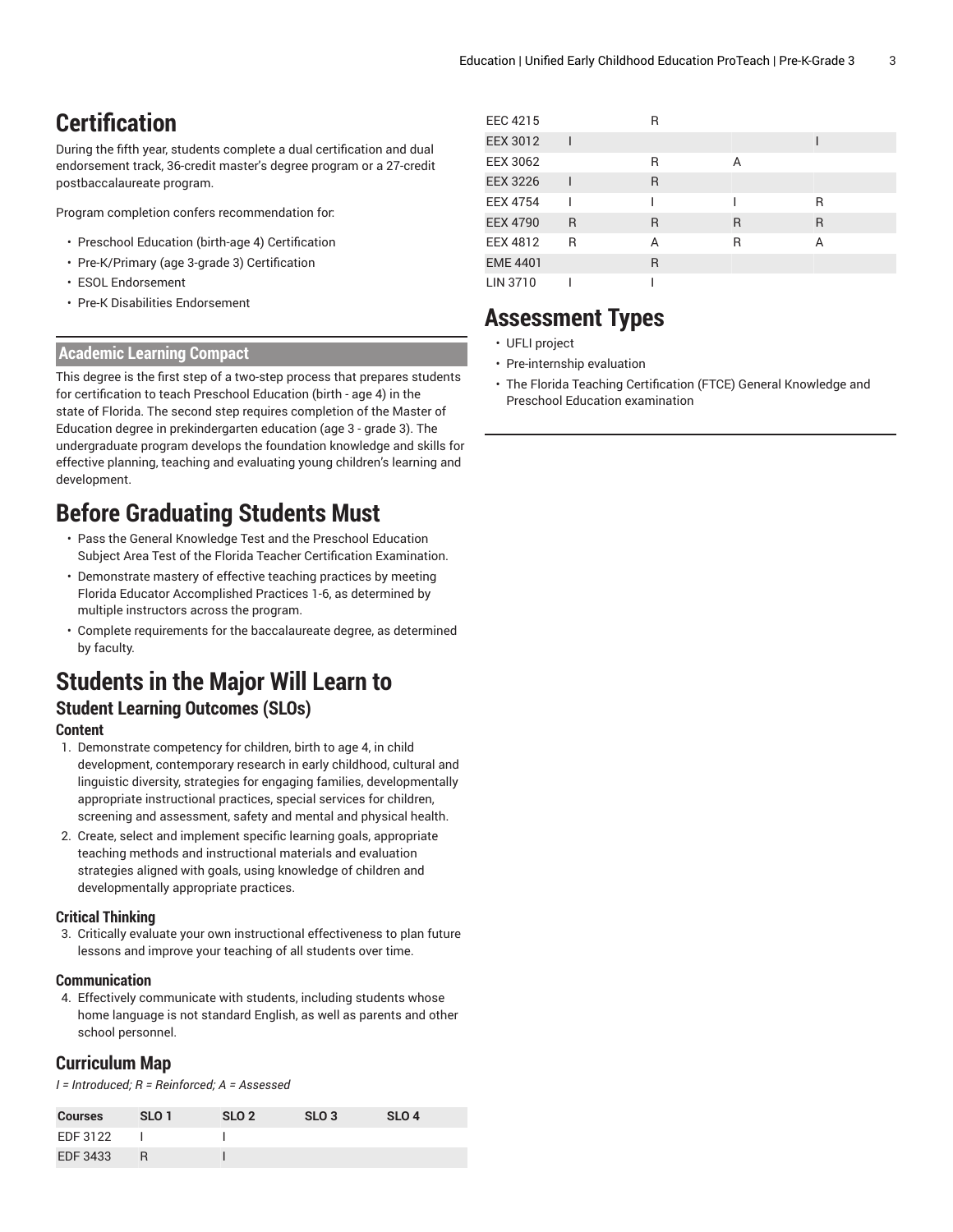# Certification

During the fifth year, students complete a dual certification and dual endorsement track, 36-credit master's degree program or a 27-credit postbaccalaureate program.

Program completion confers recommendation for:

- Preschool Education (birth-age 4) Certification
- Pre-K/Primary (age 3-grade 3) Certification
- ESOL Endorsement
- Pre-K Disabilities Endorsement

## Academic Learning Compact

This degree is the first step of a two-step process that prepares students for certification to teach Preschool Education (birth - age 4) in the state of Florida. The second step requires completion of the Master of Education degree in prekindergarten education (age 3 - grade 3). The undergraduate program develops the foundation knowledge and skills for effective planning, teaching and evaluating young children's learning and development.

# Before Graduating Students Must

- Pass the General Knowledge Test and the Preschool Education Subject Area Test of the Florida Teacher Certification Examination.
- Demonstrate mastery of effective teaching practices by meeting Florida Educator Accomplished Practices 1-6, as determined by multiple instructors across the program.
- Complete requirements for the baccalaureate degree, as determined by faculty.

# Students in the Major Will Learn to

## Student Learning Outcomes (SLOs)

### Content

1. Demonstrate competency for children, birth to age 4, in child development, contemporary research in early childhood, cultural and linguistic diversity, strategies for engaging families, developmentally appropriate instructional practices, special services for children, screening and assessment, safety and mental and physical health.
2. Create, select and implement specific learning goals, appropriate teaching methods and instructional materials and evaluation strategies aligned with goals, using knowledge of children and developmentally appropriate practices.

### Critical Thinking

3. Critically evaluate your own instructional effectiveness to plan future lessons and improve your teaching of all students over time.

### Communication

4. Effectively communicate with students, including students whose home language is not standard English, as well as parents and other school personnel.

## Curriculum Map

*I = Introduced; R = Reinforced; A = Assessed*

| Courses | SLO 1 | SLO 2 | SLO 3 | SLO 4 |
|---|---|---|---|---|
| EDF 3122 | I | I | | |
| EDF 3433 | R | I | | |
| EEC 4215 | | R | | |
| EEX 3012 | I | | | I |
| EEX 3062 | | R | A | |
| EEX 3226 | I | R | | |
| EEX 4754 | I | I | I | R |
| EEX 4790 | R | R | R | R |
| EEX 4812 | R | A | R | A |
| EME 4401 | | R | | |
| LIN 3710 | I | I | | |

# Assessment Types

- UFLI project
- Pre-internship evaluation
- The Florida Teaching Certification (FTCE) General Knowledge and Preschool Education examination